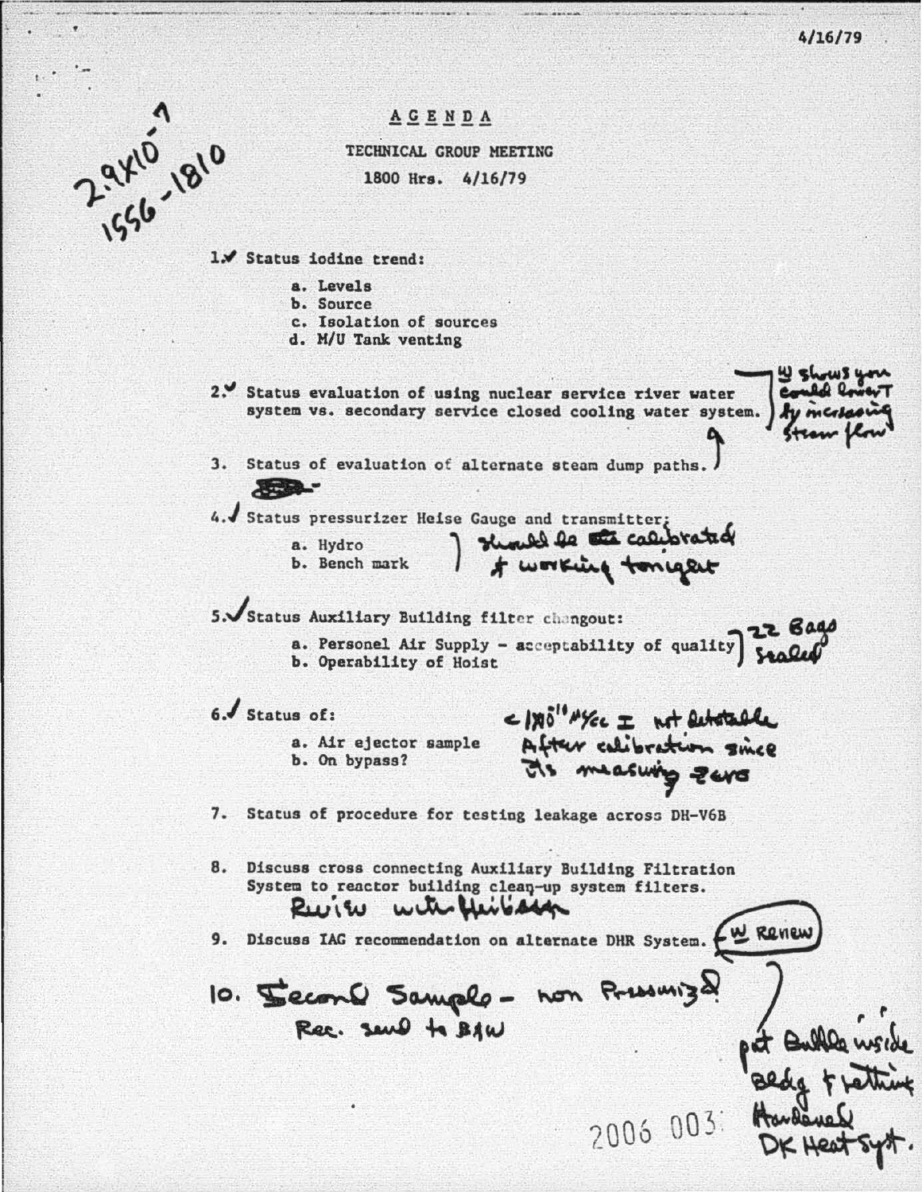4/16/79

2.9x10⁻⁷
1556-1810

# AGENDA

## TECHNICAL GROUP MEETING

## 1800 Hrs. 4/16/79

1. ✓ Status iodine trend:
   - a. Levels
   - b. Source
   - c. Isolation of sources
   - d. M/U Tank venting

2. ✓ Status evaluation of using nuclear service river water system vs. secondary service closed cooling water system.

3. Status of evaluation of alternate steam dump paths.

   *W shows you could lower T by increasing steam flow*

4. ✓ Status pressurizer Heise Gauge and transmitter:
   - a. Hydro
   - b. Bench mark

   *Should be calibrated & working tonight*

5. ✓ Status Auxiliary Building filter changout:
   - a. Personel Air Supply - acceptability of quality
   - b. Operability of Hoist

   *22 Bags sealed*

6. ✓ Status of:
   - a. Air ejector sample
   - b. On bypass?

   *< $1 \times 10^{-11}$ μ/cc I not detectable After calibration since its measuring zero*

7. Status of procedure for testing leakage across DH-V6B

8. Discuss cross connecting Auxiliary Building Filtration System to reactor building clean-up system filters.

   *Review with Heilbasser*

9. Discuss IAG recommendation on alternate DHR System. *W Review*

   *put Bubble inside Bldg & getting Hardened DK Heat syst.*

10. *Second Sample - non Pressurized*
    *Rec. send to B&W*

2006 003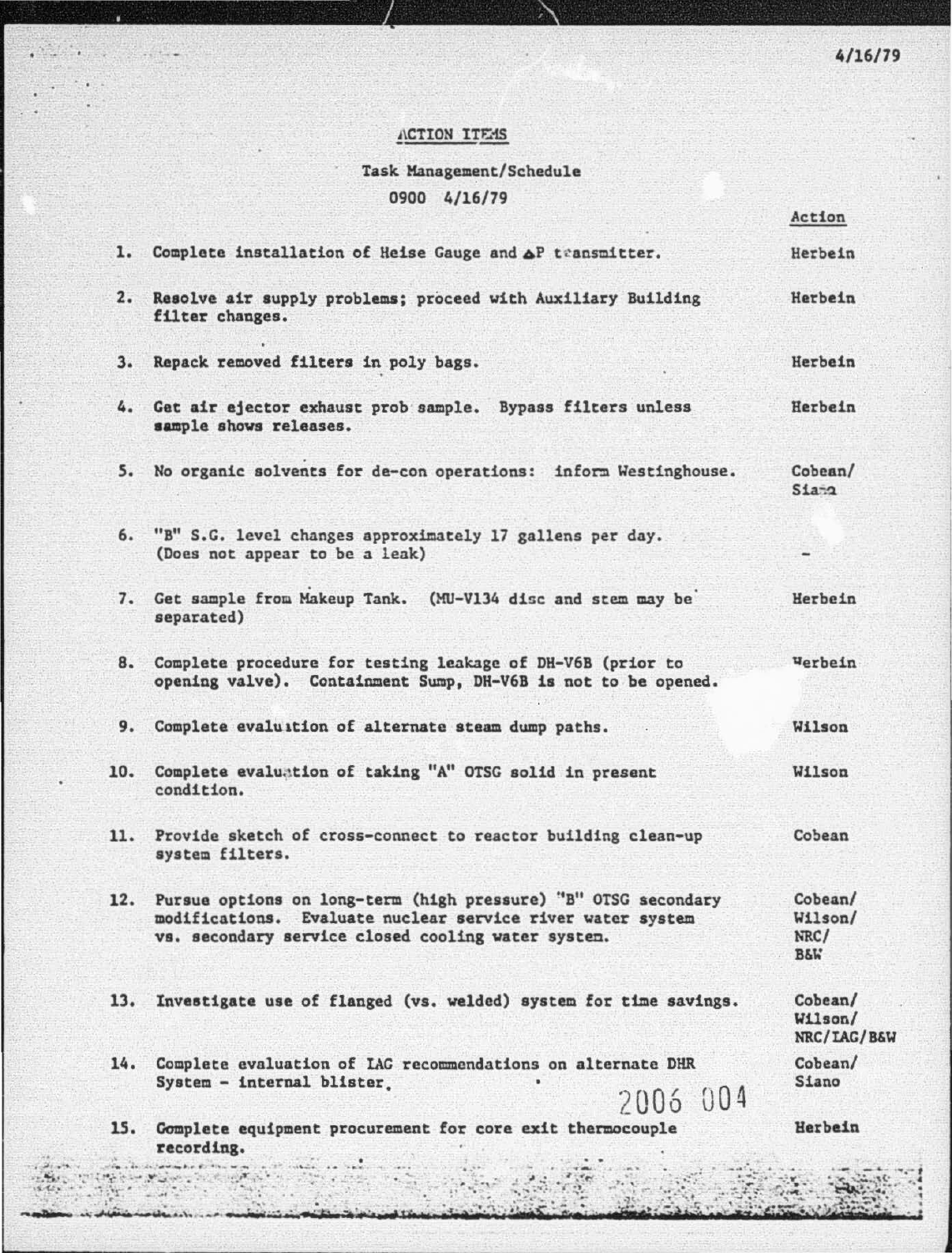4/16/79

# ACTION ITEMS

## Task Management/Schedule

0900 4/16/79

| | | Action |
|---|---|---|
| 1. | Complete installation of Heise Gauge and ΔP transmitter. | Herbein |
| 2. | Resolve air supply problems; proceed with Auxiliary Building filter changes. | Herbein |
| 3. | Repack removed filters in poly bags. | Herbein |
| 4. | Get air ejector exhaust prob sample. Bypass filters unless sample shows releases. | Herbein |
| 5. | No organic solvents for de-con operations: inform Westinghouse. | Cobean/ Siano |
| 6. | "B" S.G. level changes approximately 17 gallens per day. (Does not appear to be a leak) | - |
| 7. | Get sample from Makeup Tank. (MU-V134 disc and stem may be separated) | Herbein |
| 8. | Complete procedure for testing leakage of DH-V6B (prior to opening valve). Containment Sump, DH-V6B is not to be opened. | Herbein |
| 9. | Complete evaluation of alternate steam dump paths. | Wilson |
| 10. | Complete evaluation of taking "A" OTSG solid in present condition. | Wilson |
| 11. | Provide sketch of cross-connect to reactor building clean-up system filters. | Cobean |
| 12. | Pursue options on long-term (high pressure) "B" OTSG secondary modifications. Evaluate nuclear service river water system vs. secondary service closed cooling water system. | Cobean/ Wilson/ NRC/ B&W |
| 13. | Investigate use of flanged (vs. welded) system for time savings. | Cobean/ Wilson/ NRC/IAG/B&W |
| 14. | Complete evaluation of IAG recommendations on alternate DHR System - internal blister. | Cobean/ Siano |
| 15. | Complete equipment procurement for core exit thermocouple recording. | Herbein |

2006 004